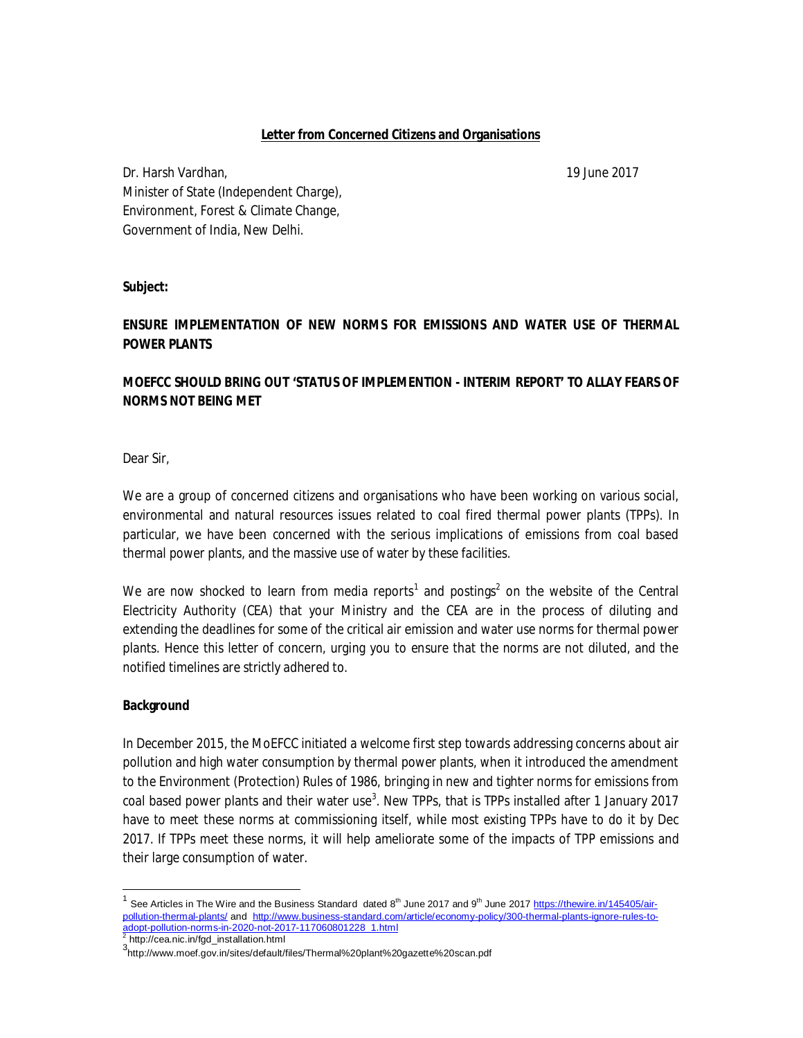**Letter from Concerned Citizens and Organisations**

Dr. Harsh Vardhan,
Minister of State (Independent Charge),
Environment, Forest & Climate Change,
Government of India, New Delhi.

19 June 2017

**Subject:**

**ENSURE IMPLEMENTATION OF NEW NORMS FOR EMISSIONS AND WATER USE OF THERMAL POWER PLANTS**

**MOEFCC SHOULD BRING OUT 'STATUS OF IMPLEMENTION - INTERIM REPORT' TO ALLAY FEARS OF NORMS NOT BEING MET**

Dear Sir,

We are a group of concerned citizens and organisations who have been working on various social, environmental and natural resources issues related to coal fired thermal power plants (TPPs). In particular, we have been concerned with the serious implications of emissions from coal based thermal power plants, and the massive use of water by these facilities.

We are now shocked to learn from media reports[1] and postings[2] on the website of the Central Electricity Authority (CEA) that your Ministry and the CEA are in the process of diluting and extending the deadlines for some of the critical air emission and water use norms for thermal power plants. Hence this letter of concern, urging you to ensure that the norms are not diluted, and the notified timelines are strictly adhered to.

**Background**

In December 2015, the MoEFCC initiated a welcome first step towards addressing concerns about air pollution and high water consumption by thermal power plants, when it introduced the amendment to the Environment (Protection) Rules of 1986, bringing in new and tighter norms for emissions from coal based power plants and their water use[3]. New TPPs, that is TPPs installed after 1 January 2017 have to meet these norms at commissioning itself, while most existing TPPs have to do it by Dec 2017. If TPPs meet these norms, it will help ameliorate some of the impacts of TPP emissions and their large consumption of water.

---

[1] See Articles in The Wire and the Business Standard dated 8th June 2017 and 9th June 2017 https://thewire.in/145405/air-pollution-thermal-plants/ and http://www.business-standard.com/article/economy-policy/300-thermal-plants-ignore-rules-to-adopt-pollution-norms-in-2020-not-2017-117060801228_1.html

[2] http://cea.nic.in/fgd_installation.html

[3] http://www.moef.gov.in/sites/default/files/Thermal%20plant%20gazette%20scan.pdf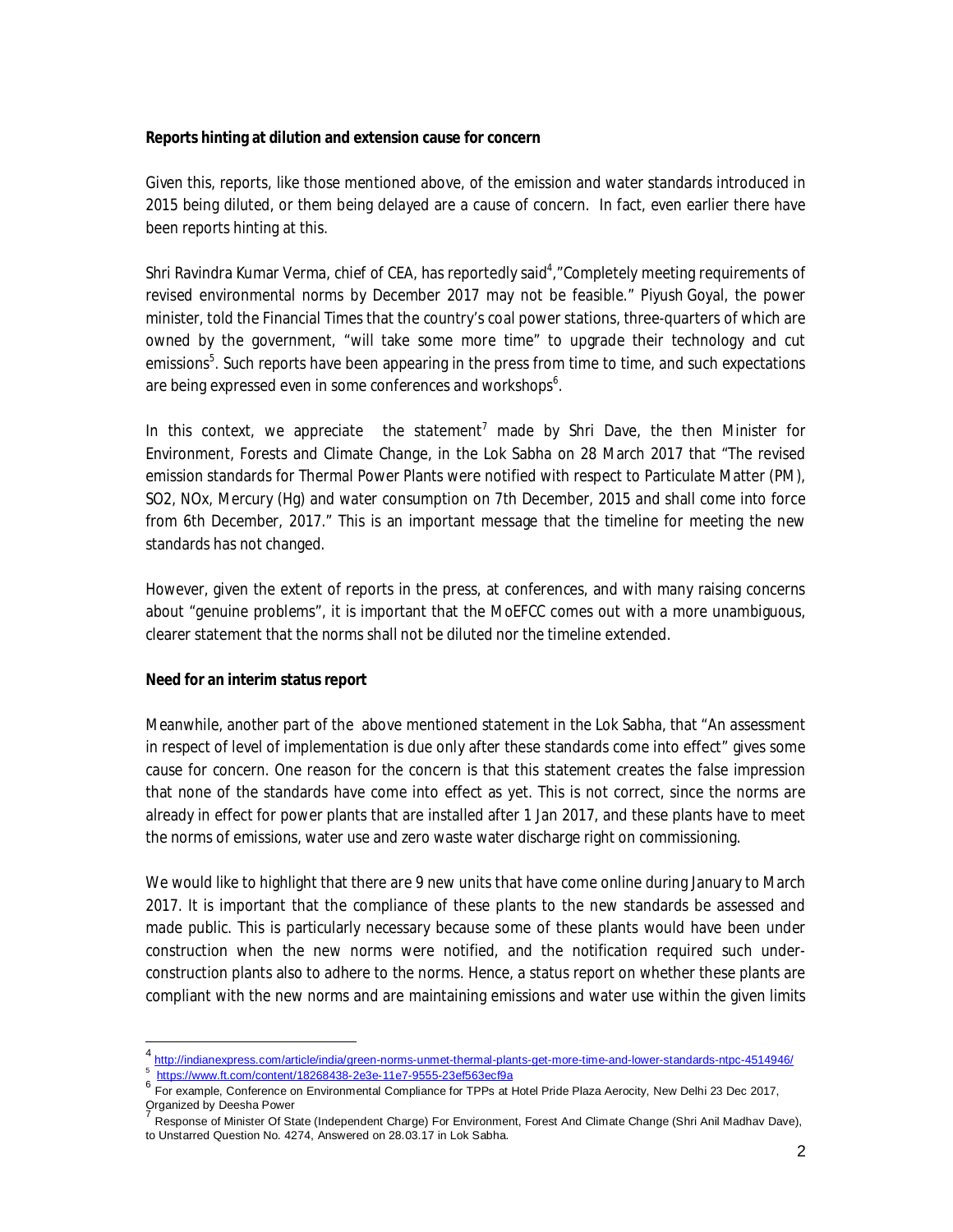**Reports hinting at dilution and extension cause for concern**

Given this, reports, like those mentioned above, of the emission and water standards introduced in 2015 being diluted, or them being delayed are a cause of concern. In fact, even earlier there have been reports hinting at this.

Shri Ravindra Kumar Verma, chief of CEA, has reportedly said[4],"Completely meeting requirements of revised environmental norms by December 2017 may not be feasible." Piyush Goyal, the power minister, told the Financial Times that the country's coal power stations, three-quarters of which are owned by the government, "will take some more time" to upgrade their technology and cut emissions[5]. Such reports have been appearing in the press from time to time, and such expectations are being expressed even in some conferences and workshops[6].

In this context, we appreciate the statement[7] made by Shri Dave, the then Minister for Environment, Forests and Climate Change, in the Lok Sabha on 28 March 2017 that "The revised emission standards for Thermal Power Plants were notified with respect to Particulate Matter (PM), SO2, NOx, Mercury (Hg) and water consumption on 7th December, 2015 and shall come into force from 6th December, 2017." This is an important message that the timeline for meeting the new standards has not changed.

However, given the extent of reports in the press, at conferences, and with many raising concerns about "genuine problems", it is important that the MoEFCC comes out with a more unambiguous, clearer statement that the norms shall not be diluted nor the timeline extended.

**Need for an interim status report**

Meanwhile, another part of the above mentioned statement in the Lok Sabha, that "An assessment in respect of level of implementation is due only after these standards come into effect" gives some cause for concern. One reason for the concern is that this statement creates the false impression that none of the standards have come into effect as yet. This is not correct, since the norms are already in effect for power plants that are installed after 1 Jan 2017, and these plants have to meet the norms of emissions, water use and zero waste water discharge right on commissioning.

We would like to highlight that there are 9 new units that have come online during January to March 2017. It is important that the compliance of these plants to the new standards be assessed and made public. This is particularly necessary because some of these plants would have been under construction when the new norms were notified, and the notification required such under-construction plants also to adhere to the norms. Hence, a status report on whether these plants are compliant with the new norms and are maintaining emissions and water use within the given limits

---

[4] http://indianexpress.com/article/india/green-norms-unmet-thermal-plants-get-more-time-and-lower-standards-ntpc-4514946/

[5] https://www.ft.com/content/18268438-2e3e-11e7-9555-23ef563ecf9a

[6] For example, Conference on Environmental Compliance for TPPs at Hotel Pride Plaza Aerocity, New Delhi 23 Dec 2017, Organized by Deesha Power

[7] Response of Minister Of State (Independent Charge) For Environment, Forest And Climate Change (Shri Anil Madhav Dave), to Unstarred Question No. 4274, Answered on 28.03.17 in Lok Sabha.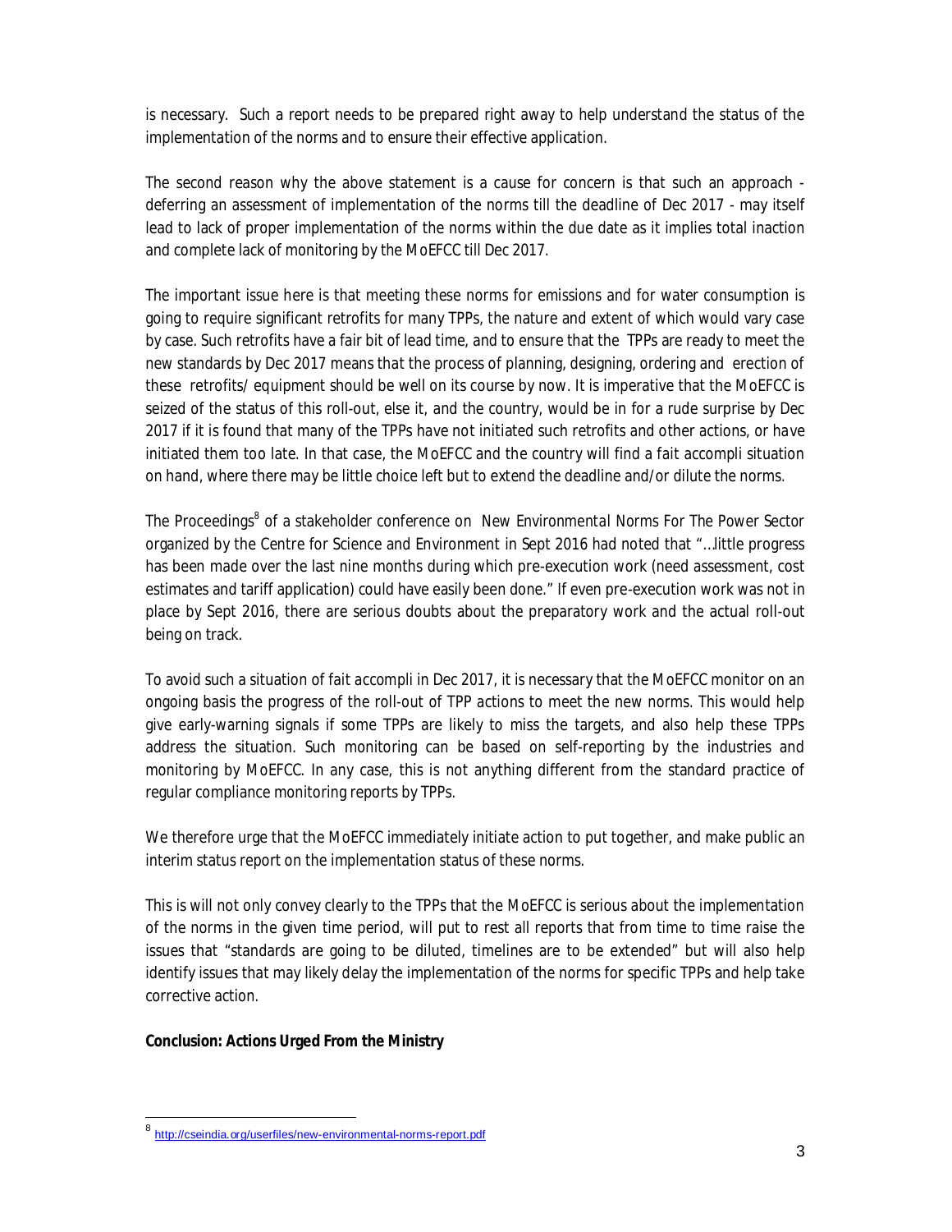is necessary. Such a report needs to be prepared right away to help understand the status of the implementation of the norms and to ensure their effective application.

The second reason why the above statement is a cause for concern is that such an approach - deferring an assessment of implementation of the norms till the deadline of Dec 2017 - may itself lead to lack of proper implementation of the norms within the due date as it implies total inaction and complete lack of monitoring by the MoEFCC till Dec 2017.

The important issue here is that meeting these norms for emissions and for water consumption is going to require significant retrofits for many TPPs, the nature and extent of which would vary case by case. Such retrofits have a fair bit of lead time, and to ensure that the TPPs are ready to meet the new standards by Dec 2017 means that the process of planning, designing, ordering and erection of these retrofits/ equipment should be well on its course by now. It is imperative that the MoEFCC is seized of the status of this roll-out, else it, and the country, would be in for a rude surprise by Dec 2017 if it is found that many of the TPPs have not initiated such retrofits and other actions, or have initiated them too late. In that case, the MoEFCC and the country will find a *fait accompli* situation on hand, where there may be little choice left but to extend the deadline and/or dilute the norms.

The Proceedings[8] of a stakeholder conference on *New Environmental Norms For The Power Sector* organized by the Centre for Science and Environment in Sept 2016 had noted that "…little progress has been made over the last nine months during which pre-execution work (need assessment, cost estimates and tariff application) could have easily been done." If even pre-execution work was not in place by Sept 2016, there are serious doubts about the preparatory work and the actual roll-out being on track.

To avoid such a situation of *fait accompli* in Dec 2017, it is necessary that the MoEFCC monitor on an ongoing basis the progress of the roll-out of TPP actions to meet the new norms. This would help give early-warning signals if some TPPs are likely to miss the targets, and also help these TPPs address the situation. Such monitoring can be based on self-reporting by the industries and monitoring by MoEFCC. In any case, this is not anything different from the standard practice of regular compliance monitoring reports by TPPs.

We therefore urge that the MoEFCC immediately initiate action to put together, and make public an interim status report on the implementation status of these norms.

This is will not only convey clearly to the TPPs that the MoEFCC is serious about the implementation of the norms in the given time period, will put to rest all reports that from time to time raise the issues that "standards are going to be diluted, timelines are to be extended" but will also help identify issues that may likely delay the implementation of the norms for specific TPPs and help take corrective action.

**Conclusion: Actions Urged From the Ministry**

---

[8] http://cseindia.org/userfiles/new-environmental-norms-report.pdf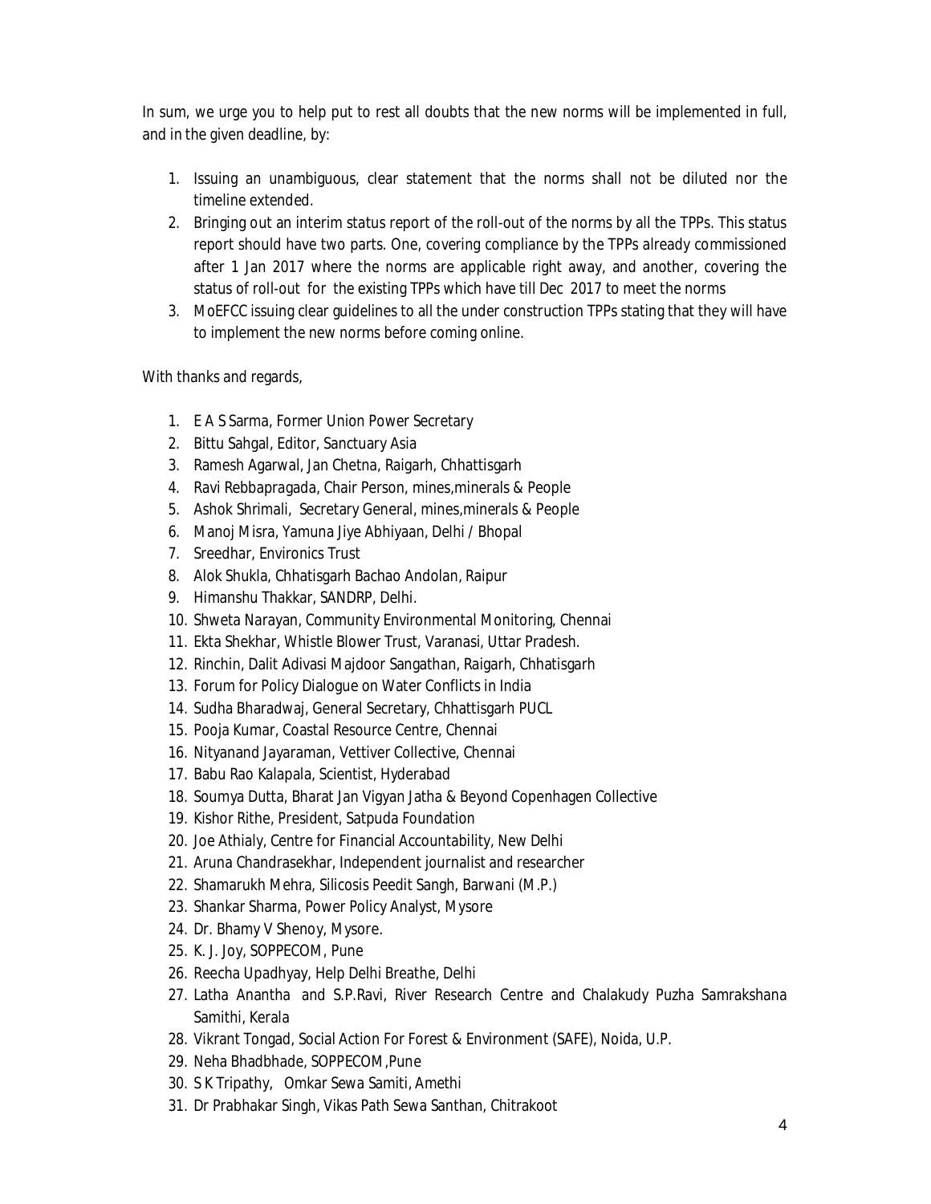In sum, we urge you to help put to rest all doubts that the new norms will be implemented in full, and in the given deadline, by:

1. Issuing an unambiguous, clear statement that the norms shall not be diluted nor the timeline extended.
2. Bringing out an interim status report of the roll-out of the norms by all the TPPs. This status report should have two parts. One, covering compliance by the TPPs already commissioned after 1 Jan 2017 where the norms are applicable right away, and another, covering the status of roll-out for the existing TPPs which have till Dec 2017 to meet the norms
3. MoEFCC issuing clear guidelines to all the under construction TPPs stating that they will have to implement the new norms before coming online.

With thanks and regards,

1. E A S Sarma, Former Union Power Secretary
2. Bittu Sahgal, Editor, Sanctuary Asia
3. Ramesh Agarwal, Jan Chetna, Raigarh, Chhattisgarh
4. Ravi Rebbapragada, Chair Person, mines,minerals & People
5. Ashok Shrimali, Secretary General, mines,minerals & People
6. Manoj Misra, Yamuna Jiye Abhiyaan, Delhi / Bhopal
7. Sreedhar, Environics Trust
8. Alok Shukla, Chhatisgarh Bachao Andolan, Raipur
9. Himanshu Thakkar, SANDRP, Delhi.
10. Shweta Narayan, Community Environmental Monitoring, Chennai
11. Ekta Shekhar, Whistle Blower Trust, Varanasi, Uttar Pradesh.
12. Rinchin, Dalit Adivasi Majdoor Sangathan, Raigarh, Chhatisgarh
13. Forum for Policy Dialogue on Water Conflicts in India
14. Sudha Bharadwaj, General Secretary, Chhattisgarh PUCL
15. Pooja Kumar, Coastal Resource Centre, Chennai
16. Nityanand Jayaraman, Vettiver Collective, Chennai
17. Babu Rao Kalapala, Scientist, Hyderabad
18. Soumya Dutta, Bharat Jan Vigyan Jatha & Beyond Copenhagen Collective
19. Kishor Rithe, President, Satpuda Foundation
20. Joe Athialy, Centre for Financial Accountability, New Delhi
21. Aruna Chandrasekhar, Independent journalist and researcher
22. Shamarukh Mehra, Silicosis Peedit Sangh, Barwani (M.P.)
23. Shankar Sharma, Power Policy Analyst, Mysore
24. Dr. Bhamy V Shenoy, Mysore.
25. K. J. Joy, SOPPECOM, Pune
26. Reecha Upadhyay, Help Delhi Breathe, Delhi
27. Latha Anantha and S.P.Ravi, River Research Centre and Chalakudy Puzha Samrakshana Samithi, Kerala
28. Vikrant Tongad, Social Action For Forest & Environment (SAFE), Noida, U.P.
29. Neha Bhadbhade, SOPPECOM,Pune
30. S K Tripathy, Omkar Sewa Samiti, Amethi
31. Dr Prabhakar Singh, Vikas Path Sewa Santhan, Chitrakoot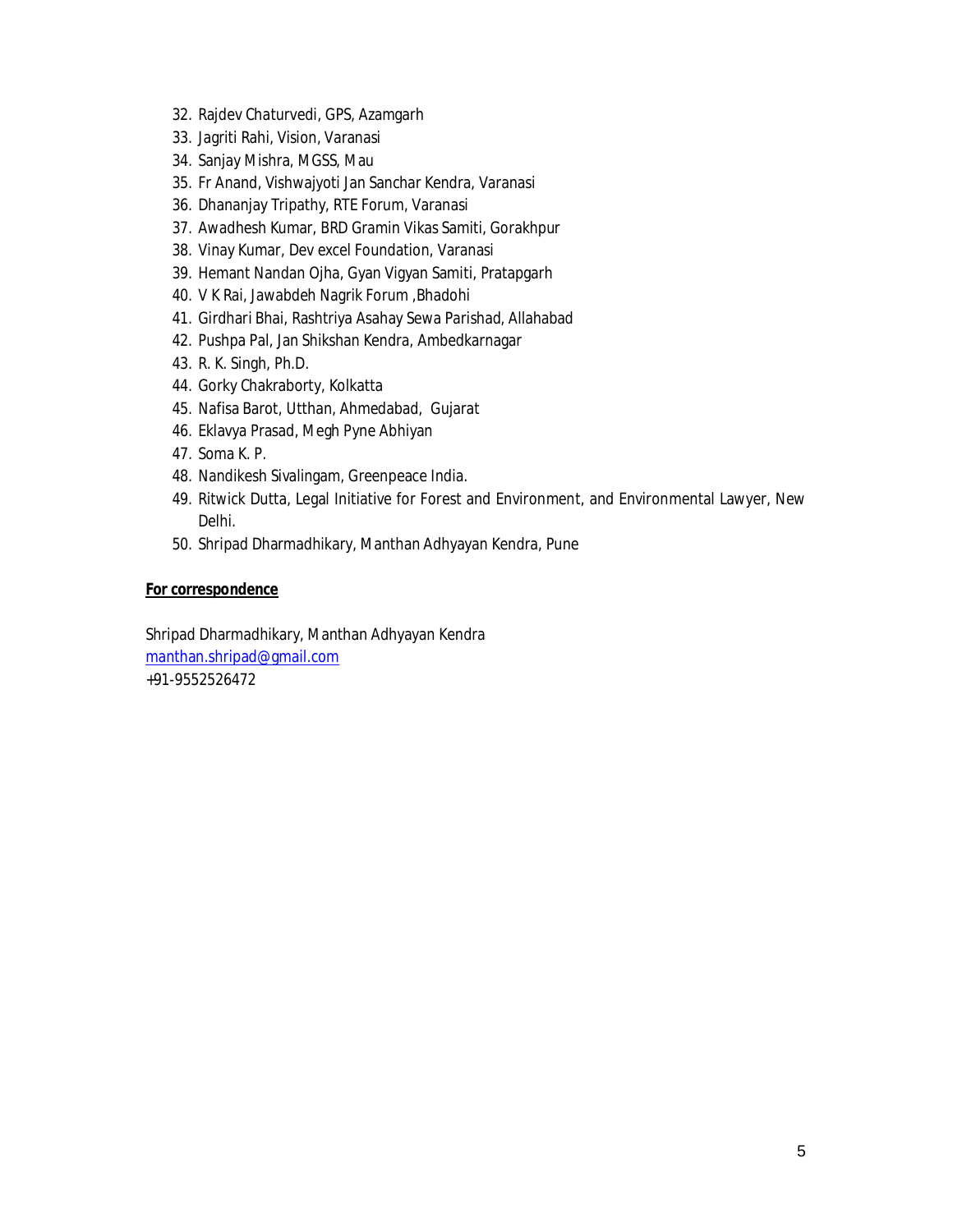32. Rajdev Chaturvedi, GPS, Azamgarh
33. Jagriti Rahi, Vision, Varanasi
34. Sanjay Mishra, MGSS, Mau
35. Fr Anand, Vishwajyoti Jan Sanchar Kendra, Varanasi
36. Dhananjay Tripathy, RTE Forum, Varanasi
37. Awadhesh Kumar, BRD Gramin Vikas Samiti, Gorakhpur
38. Vinay Kumar, Dev excel Foundation, Varanasi
39. Hemant Nandan Ojha, Gyan Vigyan Samiti, Pratapgarh
40. V K Rai, Jawabdeh Nagrik Forum ,Bhadohi
41. Girdhari Bhai, Rashtriya Asahay Sewa Parishad, Allahabad
42. Pushpa Pal, Jan Shikshan Kendra, Ambedkarnagar
43. R. K. Singh, Ph.D.
44. Gorky Chakraborty, Kolkatta
45. Nafisa Barot, Utthan, Ahmedabad, Gujarat
46. Eklavya Prasad, Megh Pyne Abhiyan
47. Soma K. P.
48. Nandikesh Sivalingam, Greenpeace India.
49. Ritwick Dutta, Legal Initiative for Forest and Environment, and Environmental Lawyer, New Delhi.
50. Shripad Dharmadhikary, Manthan Adhyayan Kendra, Pune

**For correspondence**

Shripad Dharmadhikary, Manthan Adhyayan Kendra
manthan.shripad@gmail.com
+91-9552526472